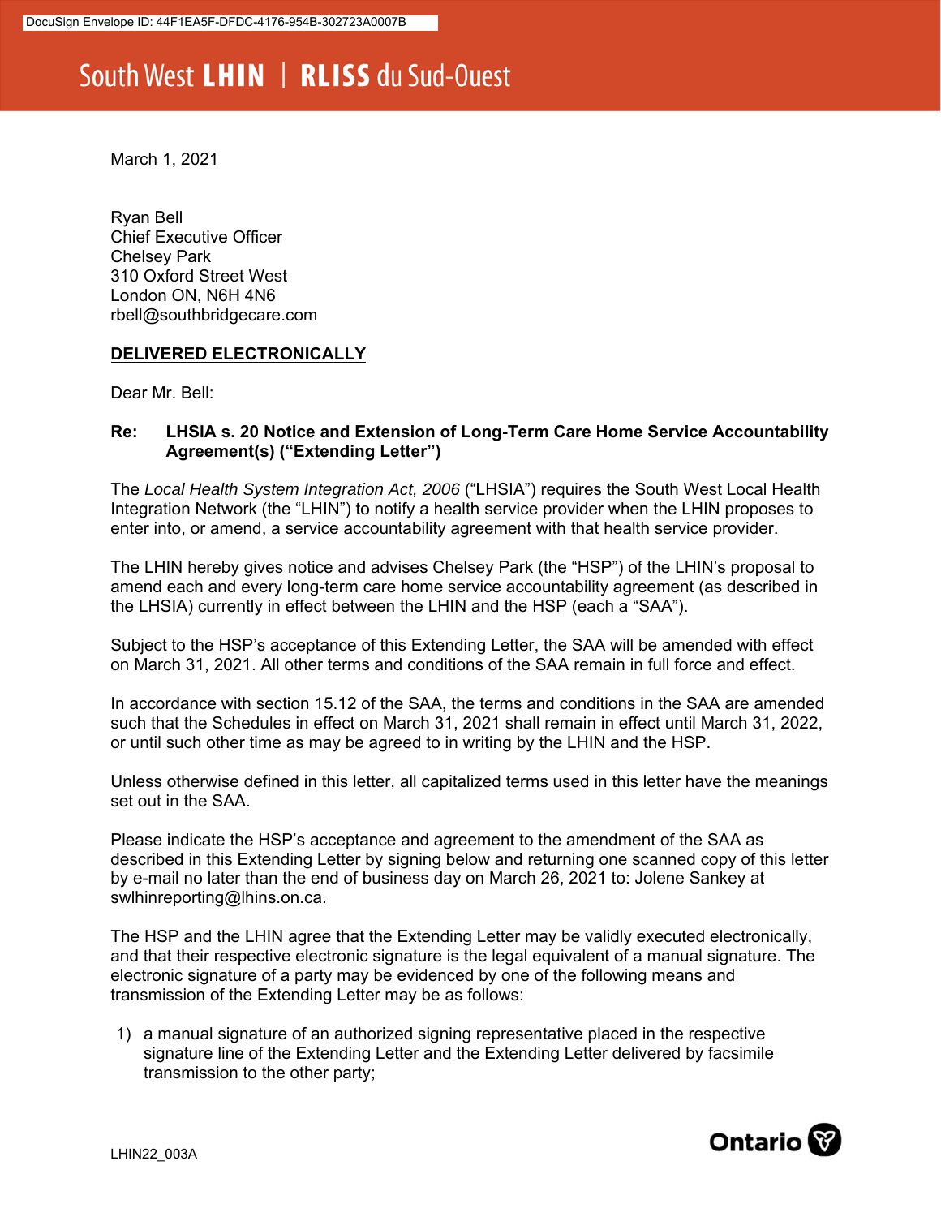DocuSign Envelope ID: 44F1EA5F-DFDC-4176-954B-302723A0007B

South West **LHIN** | **RLISS** du Sud-Ouest

March 1, 2021

Ryan Bell
Chief Executive Officer
Chelsey Park
310 Oxford Street West
London ON, N6H 4N6
rbell@southbridgecare.com

**DELIVERED ELECTRONICALLY**

Dear Mr. Bell:

**Re: LHSIA s. 20 Notice and Extension of Long-Term Care Home Service Accountability Agreement(s) ("Extending Letter")**

The *Local Health System Integration Act, 2006* ("LHSIA") requires the South West Local Health Integration Network (the "LHIN") to notify a health service provider when the LHIN proposes to enter into, or amend, a service accountability agreement with that health service provider.

The LHIN hereby gives notice and advises Chelsey Park (the "HSP") of the LHIN's proposal to amend each and every long-term care home service accountability agreement (as described in the LHSIA) currently in effect between the LHIN and the HSP (each a "SAA").

Subject to the HSP's acceptance of this Extending Letter, the SAA will be amended with effect on March 31, 2021. All other terms and conditions of the SAA remain in full force and effect.

In accordance with section 15.12 of the SAA, the terms and conditions in the SAA are amended such that the Schedules in effect on March 31, 2021 shall remain in effect until March 31, 2022, or until such other time as may be agreed to in writing by the LHIN and the HSP.

Unless otherwise defined in this letter, all capitalized terms used in this letter have the meanings set out in the SAA.

Please indicate the HSP's acceptance and agreement to the amendment of the SAA as described in this Extending Letter by signing below and returning one scanned copy of this letter by e-mail no later than the end of business day on March 26, 2021 to: Jolene Sankey at swlhinreporting@lhins.on.ca.

The HSP and the LHIN agree that the Extending Letter may be validly executed electronically, and that their respective electronic signature is the legal equivalent of a manual signature. The electronic signature of a party may be evidenced by one of the following means and transmission of the Extending Letter may be as follows:

1) a manual signature of an authorized signing representative placed in the respective signature line of the Extending Letter and the Extending Letter delivered by facsimile transmission to the other party;

LHIN22_003A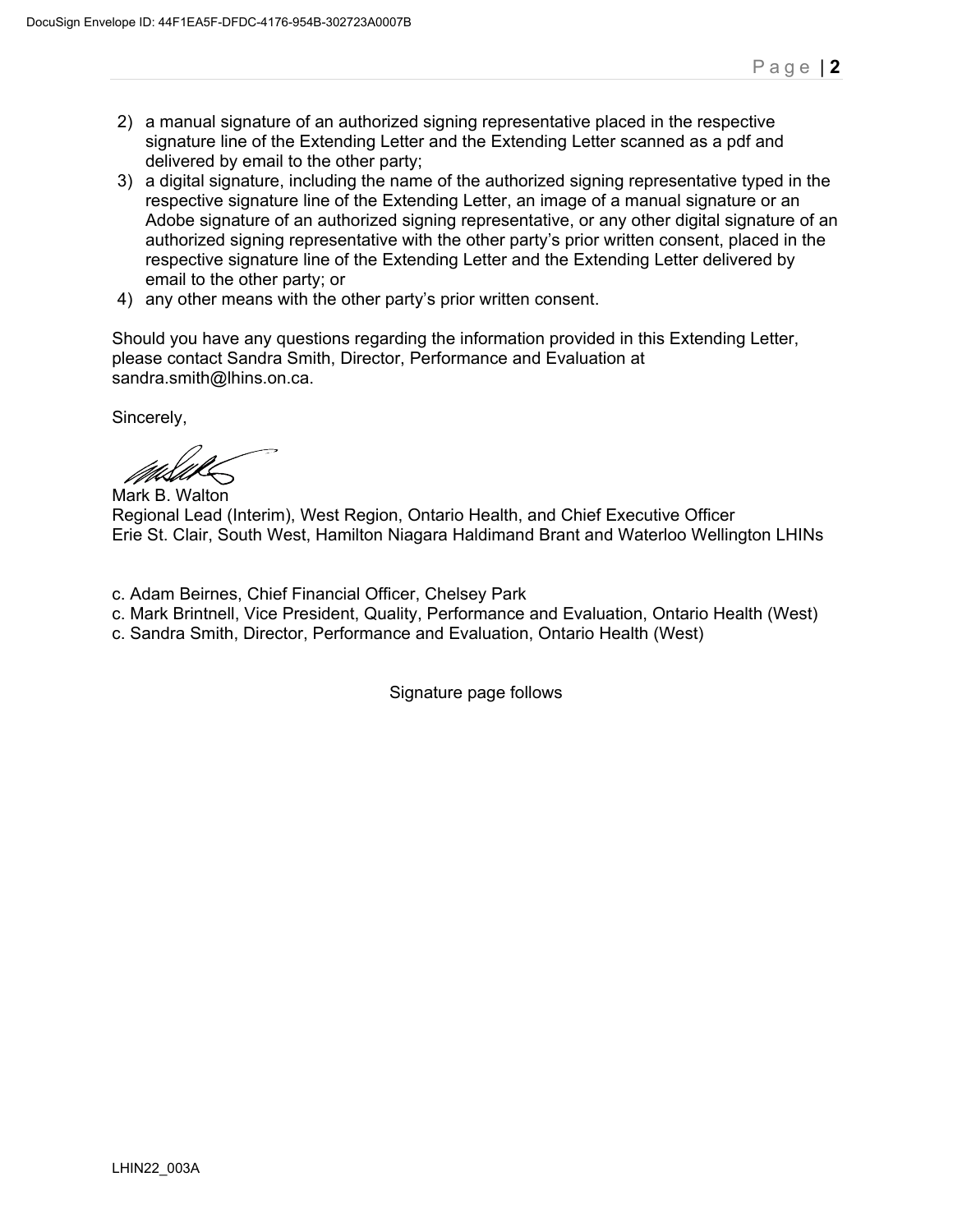2) a manual signature of an authorized signing representative placed in the respective signature line of the Extending Letter and the Extending Letter scanned as a pdf and delivered by email to the other party;
3) a digital signature, including the name of the authorized signing representative typed in the respective signature line of the Extending Letter, an image of a manual signature or an Adobe signature of an authorized signing representative, or any other digital signature of an authorized signing representative with the other party's prior written consent, placed in the respective signature line of the Extending Letter and the Extending Letter delivered by email to the other party; or
4) any other means with the other party's prior written consent.

Should you have any questions regarding the information provided in this Extending Letter, please contact Sandra Smith, Director, Performance and Evaluation at sandra.smith@lhins.on.ca.

Sincerely,

Mark B. Walton
Regional Lead (Interim), West Region, Ontario Health, and Chief Executive Officer
Erie St. Clair, South West, Hamilton Niagara Haldimand Brant and Waterloo Wellington LHINs

c. Adam Beirnes, Chief Financial Officer, Chelsey Park
c. Mark Brintnell, Vice President, Quality, Performance and Evaluation, Ontario Health (West)
c. Sandra Smith, Director, Performance and Evaluation, Ontario Health (West)

Signature page follows

LHIN22_003A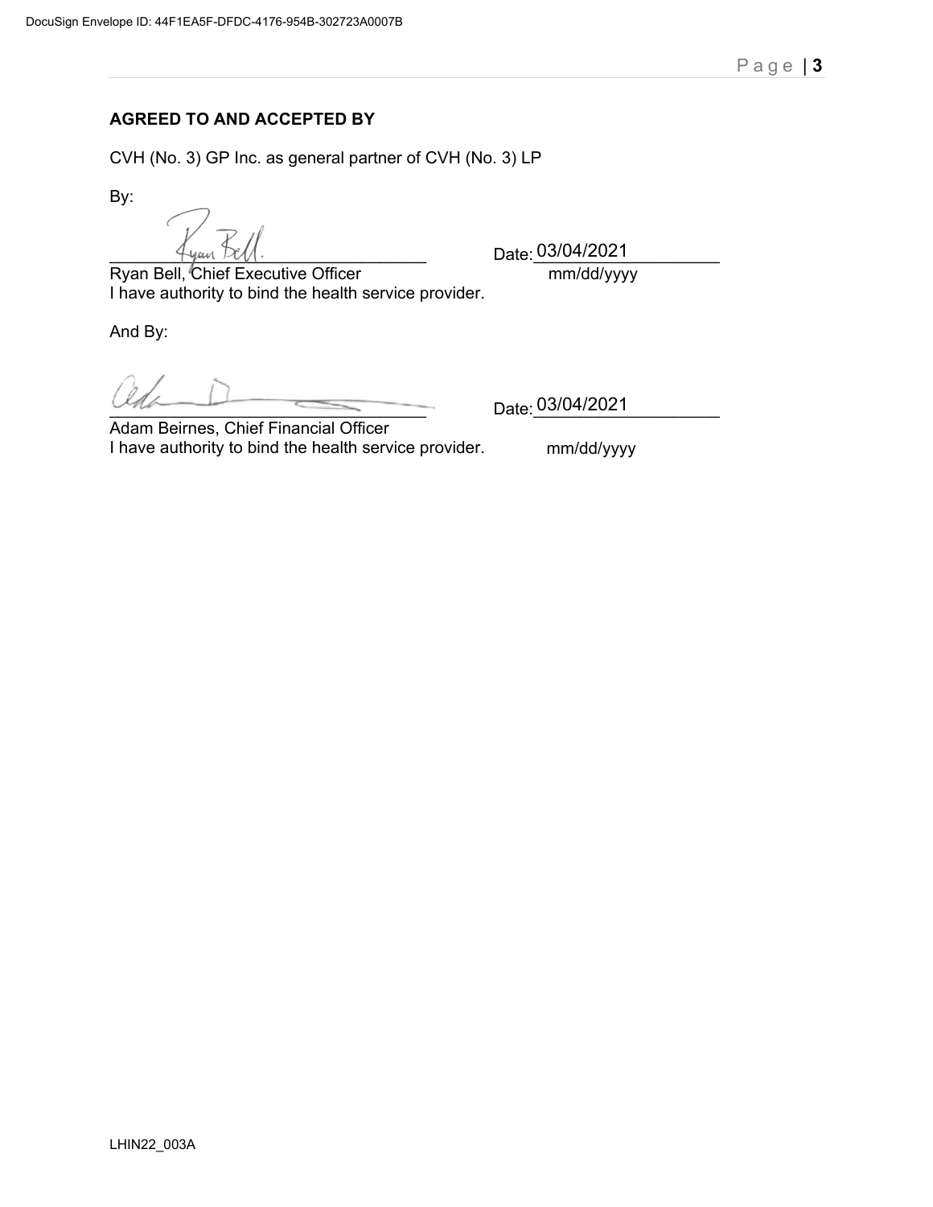**AGREED TO AND ACCEPTED BY**

CVH (No. 3) GP Inc. as general partner of CVH (No. 3) LP

By:

Ryan Bell, Chief Executive Officer
I have authority to bind the health service provider.

Date: 03/04/2021
mm/dd/yyyy

And By:

Adam Beirnes, Chief Financial Officer
I have authority to bind the health service provider.

Date: 03/04/2021
mm/dd/yyyy

LHIN22_003A